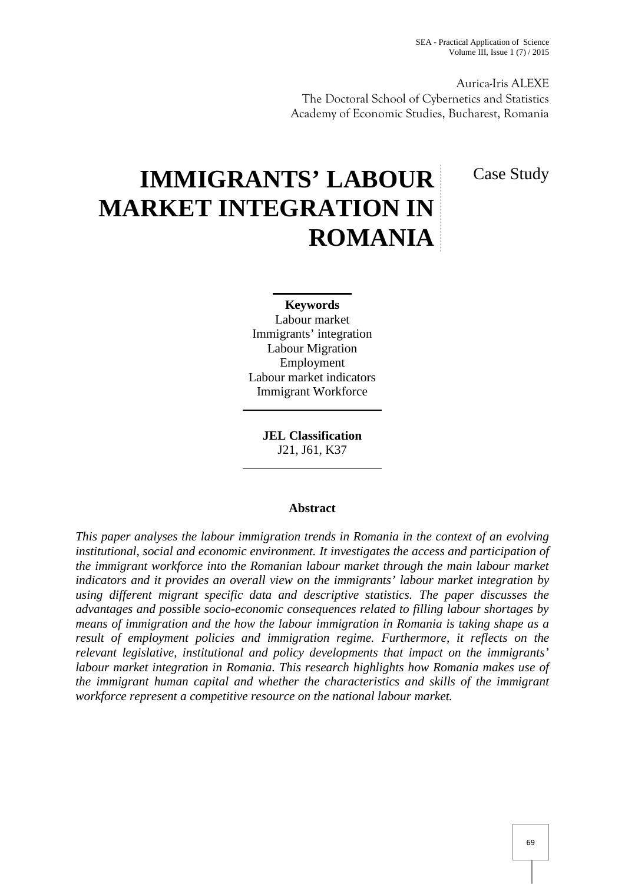Aurica-Iris ALEXE
The Doctoral School of Cybernetics and Statistics
Academy of Economic Studies, Bucharest, Romania

# IMMIGRANTS' LABOUR MARKET INTEGRATION IN ROMANIA

Case Study

**Keywords**
Labour market
Immigrants' integration
Labour Migration
Employment
Labour market indicators
Immigrant Workforce

**JEL Classification**
J21, J61, K37

**Abstract**

*This paper analyses the labour immigration trends in Romania in the context of an evolving institutional, social and economic environment. It investigates the access and participation of the immigrant workforce into the Romanian labour market through the main labour market indicators and it provides an overall view on the immigrants' labour market integration by using different migrant specific data and descriptive statistics. The paper discusses the advantages and possible socio-economic consequences related to filling labour shortages by means of immigration and the how the labour immigration in Romania is taking shape as a result of employment policies and immigration regime. Furthermore, it reflects on the relevant legislative, institutional and policy developments that impact on the immigrants' labour market integration in Romania. This research highlights how Romania makes use of the immigrant human capital and whether the characteristics and skills of the immigrant workforce represent a competitive resource on the national labour market.*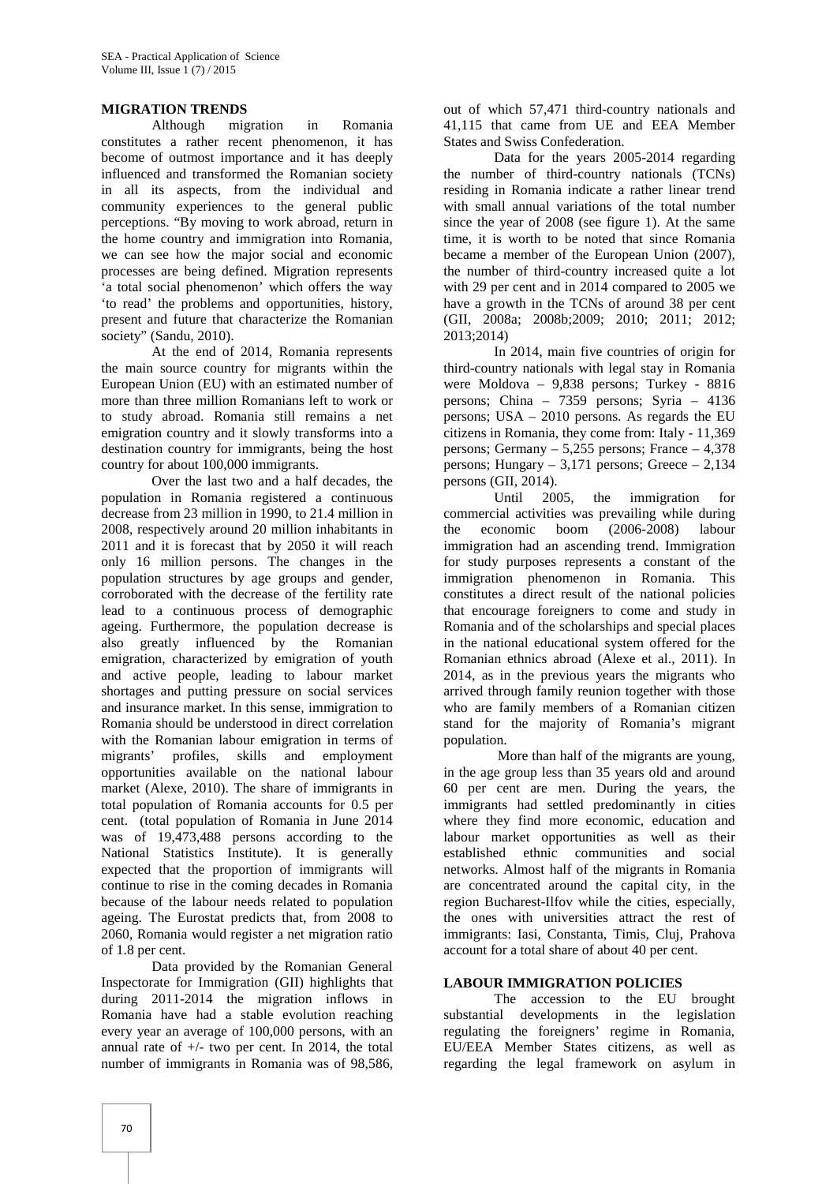## MIGRATION TRENDS

Although migration in Romania constitutes a rather recent phenomenon, it has become of outmost importance and it has deeply influenced and transformed the Romanian society in all its aspects, from the individual and community experiences to the general public perceptions. "By moving to work abroad, return in the home country and immigration into Romania, we can see how the major social and economic processes are being defined. Migration represents 'a total social phenomenon' which offers the way 'to read' the problems and opportunities, history, present and future that characterize the Romanian society" (Sandu, 2010).

At the end of 2014, Romania represents the main source country for migrants within the European Union (EU) with an estimated number of more than three million Romanians left to work or to study abroad. Romania still remains a net emigration country and it slowly transforms into a destination country for immigrants, being the host country for about 100,000 immigrants.

Over the last two and a half decades, the population in Romania registered a continuous decrease from 23 million in 1990, to 21.4 million in 2008, respectively around 20 million inhabitants in 2011 and it is forecast that by 2050 it will reach only 16 million persons. The changes in the population structures by age groups and gender, corroborated with the decrease of the fertility rate lead to a continuous process of demographic ageing. Furthermore, the population decrease is also greatly influenced by the Romanian emigration, characterized by emigration of youth and active people, leading to labour market shortages and putting pressure on social services and insurance market. In this sense, immigration to Romania should be understood in direct correlation with the Romanian labour emigration in terms of migrants' profiles, skills and employment opportunities available on the national labour market (Alexe, 2010). The share of immigrants in total population of Romania accounts for 0.5 per cent. (total population of Romania in June 2014 was of 19,473,488 persons according to the National Statistics Institute). It is generally expected that the proportion of immigrants will continue to rise in the coming decades in Romania because of the labour needs related to population ageing. The Eurostat predicts that, from 2008 to 2060, Romania would register a net migration ratio of 1.8 per cent.

Data provided by the Romanian General Inspectorate for Immigration (GII) highlights that during 2011-2014 the migration inflows in Romania have had a stable evolution reaching every year an average of 100,000 persons, with an annual rate of +/- two per cent. In 2014, the total number of immigrants in Romania was of 98,586, out of which 57,471 third-country nationals and 41,115 that came from UE and EEA Member States and Swiss Confederation.

Data for the years 2005-2014 regarding the number of third-country nationals (TCNs) residing in Romania indicate a rather linear trend with small annual variations of the total number since the year of 2008 (see figure 1). At the same time, it is worth to be noted that since Romania became a member of the European Union (2007), the number of third-country increased quite a lot with 29 per cent and in 2014 compared to 2005 we have a growth in the TCNs of around 38 per cent (GII, 2008a; 2008b;2009; 2010; 2011; 2012; 2013;2014)

In 2014, main five countries of origin for third-country nationals with legal stay in Romania were Moldova – 9,838 persons; Turkey - 8816 persons; China – 7359 persons; Syria – 4136 persons; USA – 2010 persons. As regards the EU citizens in Romania, they come from: Italy - 11,369 persons; Germany – 5,255 persons; France – 4,378 persons; Hungary – 3,171 persons; Greece – 2,134 persons (GII, 2014).

Until 2005, the immigration for commercial activities was prevailing while during the economic boom (2006-2008) labour immigration had an ascending trend. Immigration for study purposes represents a constant of the immigration phenomenon in Romania. This constitutes a direct result of the national policies that encourage foreigners to come and study in Romania and of the scholarships and special places in the national educational system offered for the Romanian ethnics abroad (Alexe et al., 2011). In 2014, as in the previous years the migrants who arrived through family reunion together with those who are family members of a Romanian citizen stand for the majority of Romania's migrant population.

More than half of the migrants are young, in the age group less than 35 years old and around 60 per cent are men. During the years, the immigrants had settled predominantly in cities where they find more economic, education and labour market opportunities as well as their established ethnic communities and social networks. Almost half of the migrants in Romania are concentrated around the capital city, in the region Bucharest-Ilfov while the cities, especially, the ones with universities attract the rest of immigrants: Iasi, Constanta, Timis, Cluj, Prahova account for a total share of about 40 per cent.

## LABOUR IMMIGRATION POLICIES

The accession to the EU brought substantial developments in the legislation regulating the foreigners' regime in Romania, EU/EEA Member States citizens, as well as regarding the legal framework on asylum in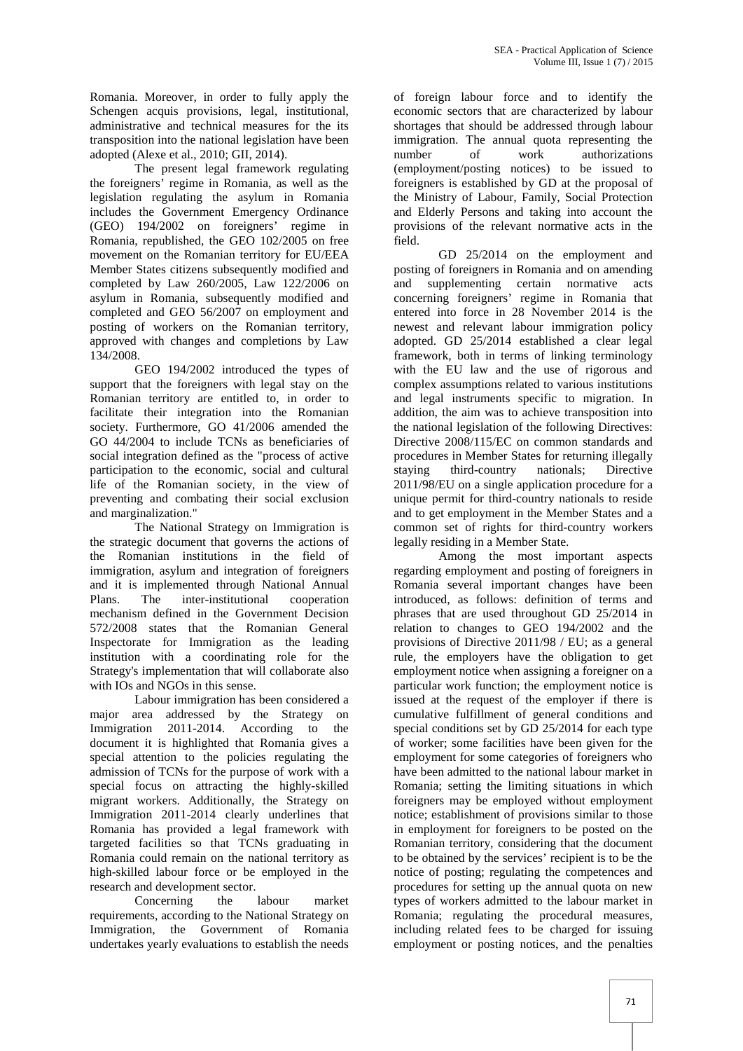Romania. Moreover, in order to fully apply the Schengen acquis provisions, legal, institutional, administrative and technical measures for the its transposition into the national legislation have been adopted (Alexe et al., 2010; GII, 2014).

The present legal framework regulating the foreigners' regime in Romania, as well as the legislation regulating the asylum in Romania includes the Government Emergency Ordinance (GEO) 194/2002 on foreigners' regime in Romania, republished, the GEO 102/2005 on free movement on the Romanian territory for EU/EEA Member States citizens subsequently modified and completed by Law 260/2005, Law 122/2006 on asylum in Romania, subsequently modified and completed and GEO 56/2007 on employment and posting of workers on the Romanian territory, approved with changes and completions by Law 134/2008.

GEO 194/2002 introduced the types of support that the foreigners with legal stay on the Romanian territory are entitled to, in order to facilitate their integration into the Romanian society. Furthermore, GO 41/2006 amended the GO 44/2004 to include TCNs as beneficiaries of social integration defined as the "process of active participation to the economic, social and cultural life of the Romanian society, in the view of preventing and combating their social exclusion and marginalization."

The National Strategy on Immigration is the strategic document that governs the actions of the Romanian institutions in the field of immigration, asylum and integration of foreigners and it is implemented through National Annual Plans. The inter-institutional cooperation mechanism defined in the Government Decision 572/2008 states that the Romanian General Inspectorate for Immigration as the leading institution with a coordinating role for the Strategy's implementation that will collaborate also with IOs and NGOs in this sense.

Labour immigration has been considered a major area addressed by the Strategy on Immigration 2011-2014. According to the document it is highlighted that Romania gives a special attention to the policies regulating the admission of TCNs for the purpose of work with a special focus on attracting the highly-skilled migrant workers. Additionally, the Strategy on Immigration 2011-2014 clearly underlines that Romania has provided a legal framework with targeted facilities so that TCNs graduating in Romania could remain on the national territory as high-skilled labour force or be employed in the research and development sector.

Concerning the labour market requirements, according to the National Strategy on Immigration, the Government of Romania undertakes yearly evaluations to establish the needs of foreign labour force and to identify the economic sectors that are characterized by labour shortages that should be addressed through labour immigration. The annual quota representing the number of work authorizations (employment/posting notices) to be issued to foreigners is established by GD at the proposal of the Ministry of Labour, Family, Social Protection and Elderly Persons and taking into account the provisions of the relevant normative acts in the field.

GD 25/2014 on the employment and posting of foreigners in Romania and on amending and supplementing certain normative acts concerning foreigners' regime in Romania that entered into force in 28 November 2014 is the newest and relevant labour immigration policy adopted. GD 25/2014 established a clear legal framework, both in terms of linking terminology with the EU law and the use of rigorous and complex assumptions related to various institutions and legal instruments specific to migration. In addition, the aim was to achieve transposition into the national legislation of the following Directives: Directive 2008/115/EC on common standards and procedures in Member States for returning illegally staying third-country nationals; Directive 2011/98/EU on a single application procedure for a unique permit for third-country nationals to reside and to get employment in the Member States and a common set of rights for third-country workers legally residing in a Member State.

Among the most important aspects regarding employment and posting of foreigners in Romania several important changes have been introduced, as follows: definition of terms and phrases that are used throughout GD 25/2014 in relation to changes to GEO 194/2002 and the provisions of Directive 2011/98 / EU; as a general rule, the employers have the obligation to get employment notice when assigning a foreigner on a particular work function; the employment notice is issued at the request of the employer if there is cumulative fulfillment of general conditions and special conditions set by GD 25/2014 for each type of worker; some facilities have been given for the employment for some categories of foreigners who have been admitted to the national labour market in Romania; setting the limiting situations in which foreigners may be employed without employment notice; establishment of provisions similar to those in employment for foreigners to be posted on the Romanian territory, considering that the document to be obtained by the services' recipient is to be the notice of posting; regulating the competences and procedures for setting up the annual quota on new types of workers admitted to the labour market in Romania; regulating the procedural measures, including related fees to be charged for issuing employment or posting notices, and the penalties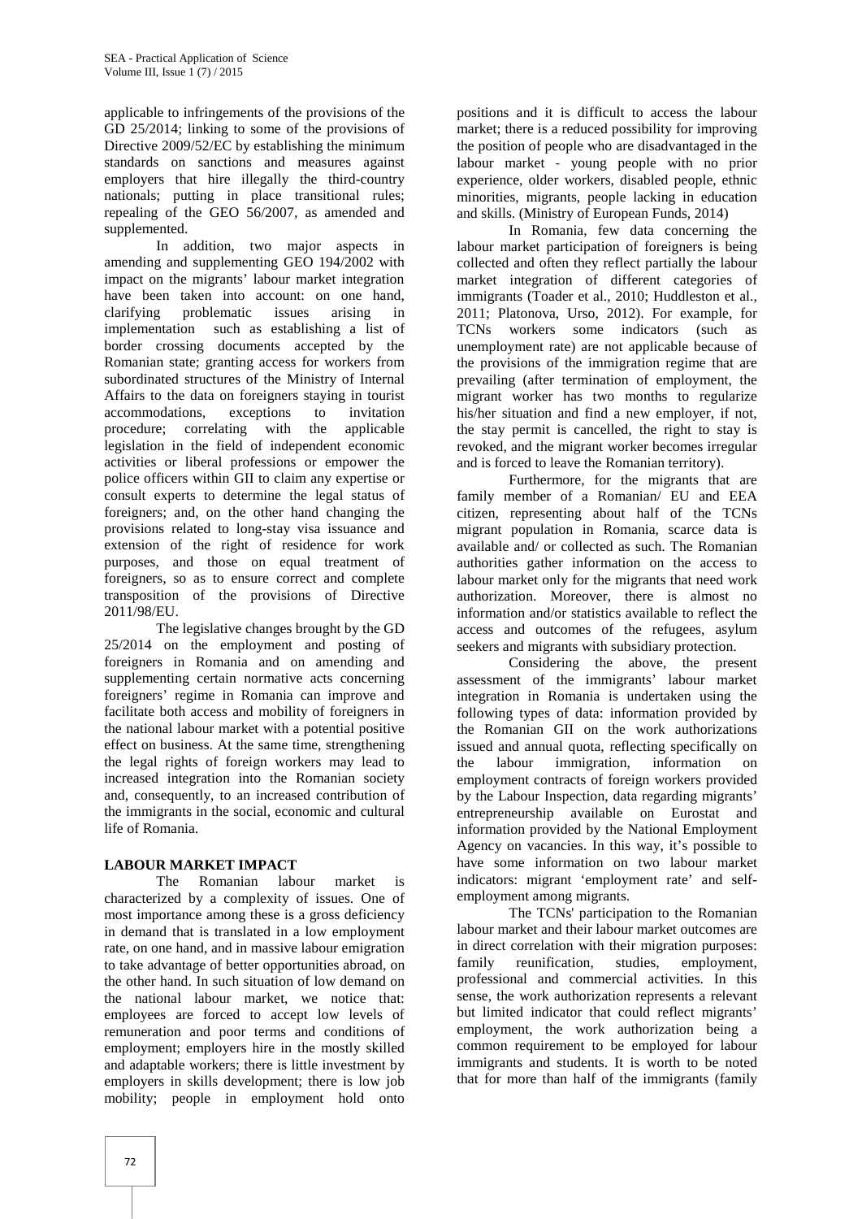applicable to infringements of the provisions of the GD 25/2014; linking to some of the provisions of Directive 2009/52/EC by establishing the minimum standards on sanctions and measures against employers that hire illegally the third-country nationals; putting in place transitional rules; repealing of the GEO 56/2007, as amended and supplemented.

In addition, two major aspects in amending and supplementing GEO 194/2002 with impact on the migrants' labour market integration have been taken into account: on one hand, clarifying problematic issues arising in implementation such as establishing a list of border crossing documents accepted by the Romanian state; granting access for workers from subordinated structures of the Ministry of Internal Affairs to the data on foreigners staying in tourist accommodations, exceptions to invitation procedure; correlating with the applicable legislation in the field of independent economic activities or liberal professions or empower the police officers within GII to claim any expertise or consult experts to determine the legal status of foreigners; and, on the other hand changing the provisions related to long-stay visa issuance and extension of the right of residence for work purposes, and those on equal treatment of foreigners, so as to ensure correct and complete transposition of the provisions of Directive 2011/98/EU.

The legislative changes brought by the GD 25/2014 on the employment and posting of foreigners in Romania and on amending and supplementing certain normative acts concerning foreigners' regime in Romania can improve and facilitate both access and mobility of foreigners in the national labour market with a potential positive effect on business. At the same time, strengthening the legal rights of foreign workers may lead to increased integration into the Romanian society and, consequently, to an increased contribution of the immigrants in the social, economic and cultural life of Romania.

## LABOUR MARKET IMPACT

The Romanian labour market is characterized by a complexity of issues. One of most importance among these is a gross deficiency in demand that is translated in a low employment rate, on one hand, and in massive labour emigration to take advantage of better opportunities abroad, on the other hand. In such situation of low demand on the national labour market, we notice that: employees are forced to accept low levels of remuneration and poor terms and conditions of employment; employers hire in the mostly skilled and adaptable workers; there is little investment by employers in skills development; there is low job mobility; people in employment hold onto positions and it is difficult to access the labour market; there is a reduced possibility for improving the position of people who are disadvantaged in the labour market - young people with no prior experience, older workers, disabled people, ethnic minorities, migrants, people lacking in education and skills. (Ministry of European Funds, 2014)

In Romania, few data concerning the labour market participation of foreigners is being collected and often they reflect partially the labour market integration of different categories of immigrants (Toader et al., 2010; Huddleston et al., 2011; Platonova, Urso, 2012). For example, for TCNs workers some indicators (such as unemployment rate) are not applicable because of the provisions of the immigration regime that are prevailing (after termination of employment, the migrant worker has two months to regularize his/her situation and find a new employer, if not, the stay permit is cancelled, the right to stay is revoked, and the migrant worker becomes irregular and is forced to leave the Romanian territory).

Furthermore, for the migrants that are family member of a Romanian/ EU and EEA citizen, representing about half of the TCNs migrant population in Romania, scarce data is available and/ or collected as such. The Romanian authorities gather information on the access to labour market only for the migrants that need work authorization. Moreover, there is almost no information and/or statistics available to reflect the access and outcomes of the refugees, asylum seekers and migrants with subsidiary protection.

Considering the above, the present assessment of the immigrants' labour market integration in Romania is undertaken using the following types of data: information provided by the Romanian GII on the work authorizations issued and annual quota, reflecting specifically on the labour immigration, information on employment contracts of foreign workers provided by the Labour Inspection, data regarding migrants' entrepreneurship available on Eurostat and information provided by the National Employment Agency on vacancies. In this way, it's possible to have some information on two labour market indicators: migrant 'employment rate' and self-employment among migrants.

The TCNs' participation to the Romanian labour market and their labour market outcomes are in direct correlation with their migration purposes: family reunification, studies, employment, professional and commercial activities. In this sense, the work authorization represents a relevant but limited indicator that could reflect migrants' employment, the work authorization being a common requirement to be employed for labour immigrants and students. It is worth to be noted that for more than half of the immigrants (family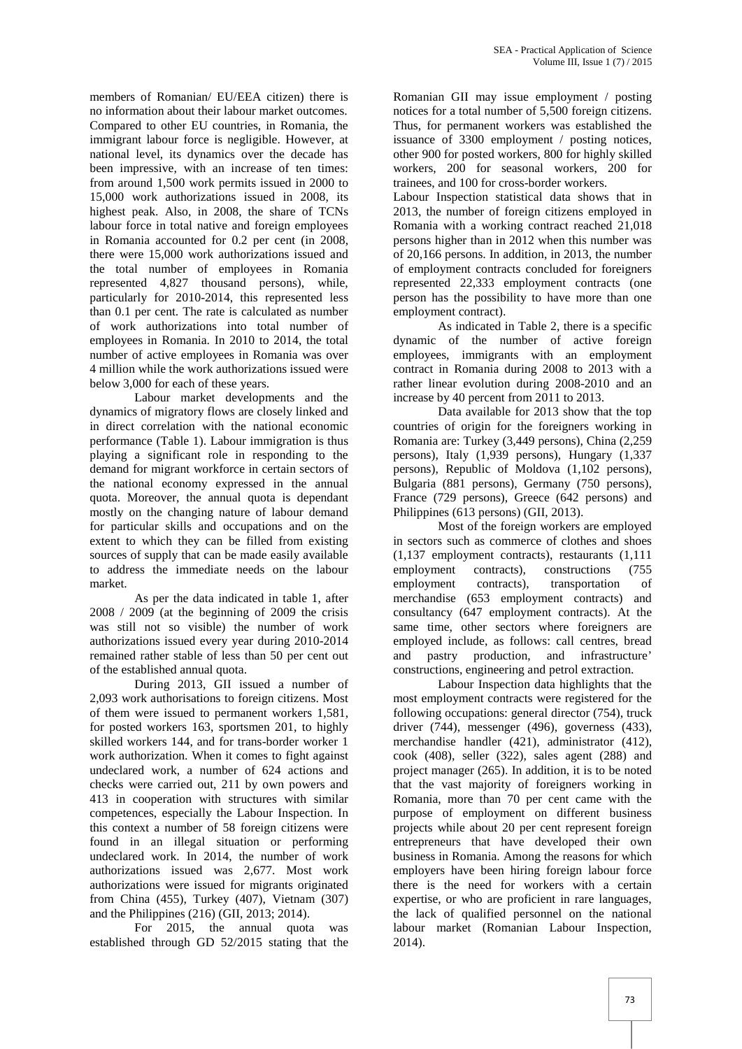members of Romanian/ EU/EEA citizen) there is no information about their labour market outcomes. Compared to other EU countries, in Romania, the immigrant labour force is negligible. However, at national level, its dynamics over the decade has been impressive, with an increase of ten times: from around 1,500 work permits issued in 2000 to 15,000 work authorizations issued in 2008, its highest peak. Also, in 2008, the share of TCNs labour force in total native and foreign employees in Romania accounted for 0.2 per cent (in 2008, there were 15,000 work authorizations issued and the total number of employees in Romania represented 4,827 thousand persons), while, particularly for 2010-2014, this represented less than 0.1 per cent. The rate is calculated as number of work authorizations into total number of employees in Romania. In 2010 to 2014, the total number of active employees in Romania was over 4 million while the work authorizations issued were below 3,000 for each of these years.

Labour market developments and the dynamics of migratory flows are closely linked and in direct correlation with the national economic performance (Table 1). Labour immigration is thus playing a significant role in responding to the demand for migrant workforce in certain sectors of the national economy expressed in the annual quota. Moreover, the annual quota is dependant mostly on the changing nature of labour demand for particular skills and occupations and on the extent to which they can be filled from existing sources of supply that can be made easily available to address the immediate needs on the labour market.

As per the data indicated in table 1, after 2008 / 2009 (at the beginning of 2009 the crisis was still not so visible) the number of work authorizations issued every year during 2010-2014 remained rather stable of less than 50 per cent out of the established annual quota.

During 2013, GII issued a number of 2,093 work authorisations to foreign citizens. Most of them were issued to permanent workers 1,581, for posted workers 163, sportsmen 201, to highly skilled workers 144, and for trans-border worker 1 work authorization. When it comes to fight against undeclared work, a number of 624 actions and checks were carried out, 211 by own powers and 413 in cooperation with structures with similar competences, especially the Labour Inspection. In this context a number of 58 foreign citizens were found in an illegal situation or performing undeclared work. In 2014, the number of work authorizations issued was 2,677. Most work authorizations were issued for migrants originated from China (455), Turkey (407), Vietnam (307) and the Philippines (216) (GII, 2013; 2014).

For 2015, the annual quota was established through GD 52/2015 stating that the Romanian GII may issue employment / posting notices for a total number of 5,500 foreign citizens. Thus, for permanent workers was established the issuance of 3300 employment / posting notices, other 900 for posted workers, 800 for highly skilled workers, 200 for seasonal workers, 200 for trainees, and 100 for cross-border workers.

Labour Inspection statistical data shows that in 2013, the number of foreign citizens employed in Romania with a working contract reached 21,018 persons higher than in 2012 when this number was of 20,166 persons. In addition, in 2013, the number of employment contracts concluded for foreigners represented 22,333 employment contracts (one person has the possibility to have more than one employment contract).

As indicated in Table 2, there is a specific dynamic of the number of active foreign employees, immigrants with an employment contract in Romania during 2008 to 2013 with a rather linear evolution during 2008-2010 and an increase by 40 percent from 2011 to 2013.

Data available for 2013 show that the top countries of origin for the foreigners working in Romania are: Turkey (3,449 persons), China (2,259 persons), Italy (1,939 persons), Hungary (1,337 persons), Republic of Moldova (1,102 persons), Bulgaria (881 persons), Germany (750 persons), France (729 persons), Greece (642 persons) and Philippines (613 persons) (GII, 2013).

Most of the foreign workers are employed in sectors such as commerce of clothes and shoes (1,137 employment contracts), restaurants (1,111 employment contracts), constructions (755 employment contracts), transportation of merchandise (653 employment contracts) and consultancy (647 employment contracts). At the same time, other sectors where foreigners are employed include, as follows: call centres, bread and pastry production, and infrastructure' constructions, engineering and petrol extraction.

Labour Inspection data highlights that the most employment contracts were registered for the following occupations: general director (754), truck driver (744), messenger (496), governess (433), merchandise handler (421), administrator (412), cook (408), seller (322), sales agent (288) and project manager (265). In addition, it is to be noted that the vast majority of foreigners working in Romania, more than 70 per cent came with the purpose of employment on different business projects while about 20 per cent represent foreign entrepreneurs that have developed their own business in Romania. Among the reasons for which employers have been hiring foreign labour force there is the need for workers with a certain expertise, or who are proficient in rare languages, the lack of qualified personnel on the national labour market (Romanian Labour Inspection, 2014).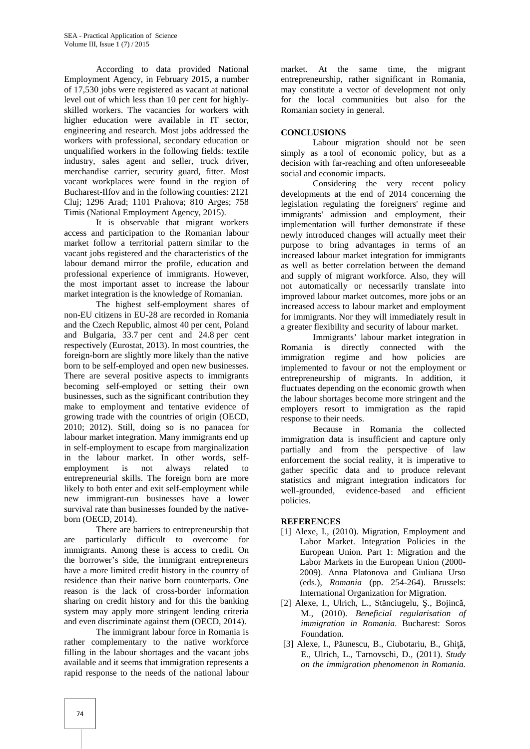According to data provided National Employment Agency, in February 2015, a number of 17,530 jobs were registered as vacant at national level out of which less than 10 per cent for highly-skilled workers. The vacancies for workers with higher education were available in IT sector, engineering and research. Most jobs addressed the workers with professional, secondary education or unqualified workers in the following fields: textile industry, sales agent and seller, truck driver, merchandise carrier, security guard, fitter. Most vacant workplaces were found in the region of Bucharest-Ilfov and in the following counties: 2121 Cluj; 1296 Arad; 1101 Prahova; 810 Arges; 758 Timis (National Employment Agency, 2015).

It is observable that migrant workers access and participation to the Romanian labour market follow a territorial pattern similar to the vacant jobs registered and the characteristics of the labour demand mirror the profile, education and professional experience of immigrants. However, the most important asset to increase the labour market integration is the knowledge of Romanian.

The highest self-employment shares of non-EU citizens in EU-28 are recorded in Romania and the Czech Republic, almost 40 per cent, Poland and Bulgaria, 33.7 per cent and 24.8 per cent respectively (Eurostat, 2013). In most countries, the foreign-born are slightly more likely than the native born to be self-employed and open new businesses. There are several positive aspects to immigrants becoming self-employed or setting their own businesses, such as the significant contribution they make to employment and tentative evidence of growing trade with the countries of origin (OECD, 2010; 2012). Still, doing so is no panacea for labour market integration. Many immigrants end up in self-employment to escape from marginalization in the labour market. In other words, self-employment is not always related to entrepreneurial skills. The foreign born are more likely to both enter and exit self-employment while new immigrant-run businesses have a lower survival rate than businesses founded by the native-born (OECD, 2014).

There are barriers to entrepreneurship that are particularly difficult to overcome for immigrants. Among these is access to credit. On the borrower's side, the immigrant entrepreneurs have a more limited credit history in the country of residence than their native born counterparts. One reason is the lack of cross-border information sharing on credit history and for this the banking system may apply more stringent lending criteria and even discriminate against them (OECD, 2014).

The immigrant labour force in Romania is rather complementary to the native workforce filling in the labour shortages and the vacant jobs available and it seems that immigration represents a rapid response to the needs of the national labour market. At the same time, the migrant entrepreneurship, rather significant in Romania, may constitute a vector of development not only for the local communities but also for the Romanian society in general.

## CONCLUSIONS

Labour migration should not be seen simply as a tool of economic policy, but as a decision with far-reaching and often unforeseeable social and economic impacts.

Considering the very recent policy developments at the end of 2014 concerning the legislation regulating the foreigners' regime and immigrants' admission and employment, their implementation will further demonstrate if these newly introduced changes will actually meet their purpose to bring advantages in terms of an increased labour market integration for immigrants as well as better correlation between the demand and supply of migrant workforce. Also, they will not automatically or necessarily translate into improved labour market outcomes, more jobs or an increased access to labour market and employment for immigrants. Nor they will immediately result in a greater flexibility and security of labour market.

Immigrants' labour market integration in Romania is directly connected with the immigration regime and how policies are implemented to favour or not the employment or entrepreneurship of migrants. In addition, it fluctuates depending on the economic growth when the labour shortages become more stringent and the employers resort to immigration as the rapid response to their needs.

Because in Romania the collected immigration data is insufficient and capture only partially and from the perspective of law enforcement the social reality, it is imperative to gather specific data and to produce relevant statistics and migrant integration indicators for well-grounded, evidence-based and efficient policies.

## REFERENCES

[1] Alexe, I., (2010). Migration, Employment and Labor Market. Integration Policies in the European Union. Part 1: Migration and the Labor Markets in the European Union (2000-2009). Anna Platonova and Giuliana Urso (eds.), *Romania* (pp. 254-264). Brussels: International Organization for Migration.

[2] Alexe, I., Ulrich, L., Stănciugelu, Ş., Bojincă, M., (2010). *Beneficial regularisation of immigration in Romania*. Bucharest: Soros Foundation.

[3] Alexe, I., Păunescu, B., Ciubotariu, B., Ghiţă, E., Ulrich, L., Tarnovschi, D., (2011). *Study on the immigration phenomenon in Romania.*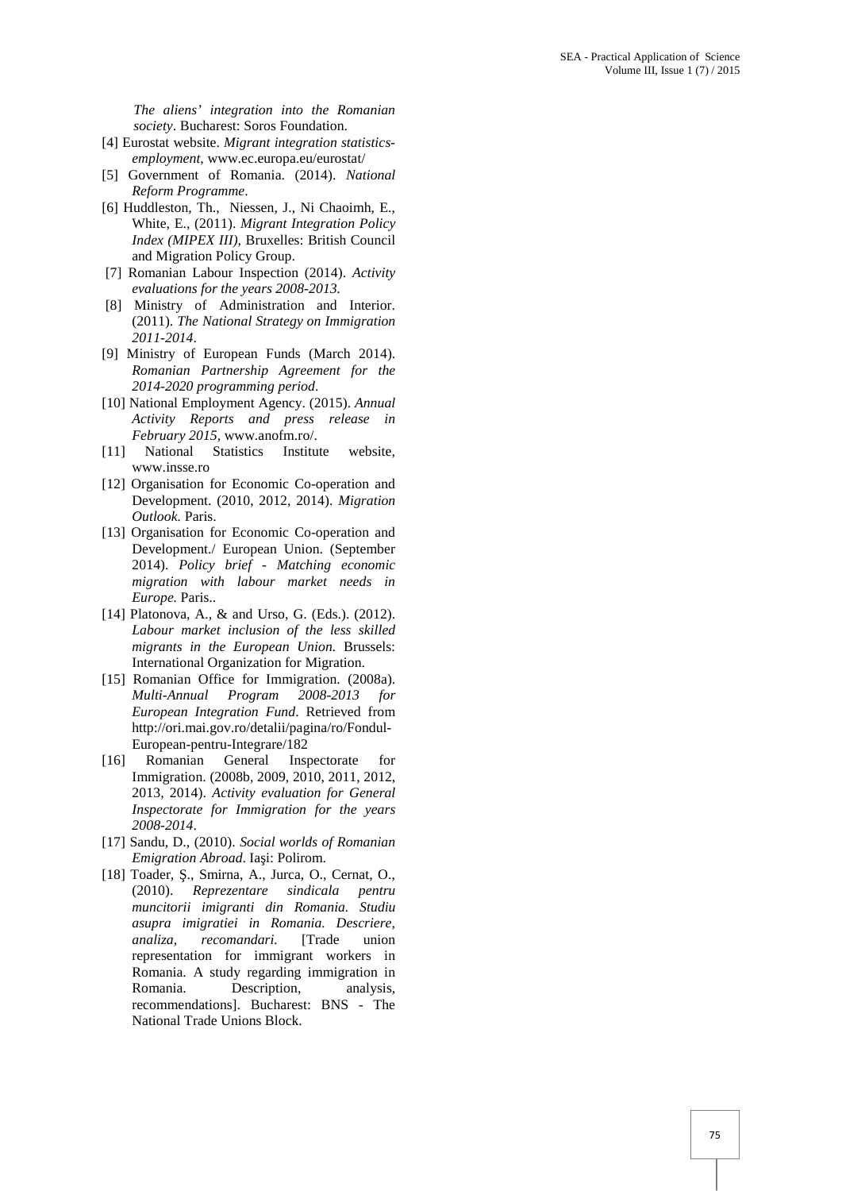*The aliens' integration into the Romanian society*. Bucharest: Soros Foundation.

[4] Eurostat website. *Migrant integration statistics-employment*, www.ec.europa.eu/eurostat/

[5] Government of Romania. (2014). *National Reform Programme*.

[6] Huddleston, Th., Niessen, J., Ni Chaoimh, E., White, E., (2011). *Migrant Integration Policy Index (MIPEX III)*, Bruxelles: British Council and Migration Policy Group.

[7] Romanian Labour Inspection (2014). *Activity evaluations for the years 2008-2013.*

[8] Ministry of Administration and Interior. (2011). *The National Strategy on Immigration 2011-2014*.

[9] Ministry of European Funds (March 2014). *Romanian Partnership Agreement for the 2014-2020 programming period*.

[10] National Employment Agency. (2015). *Annual Activity Reports and press release in February 2015*, www.anofm.ro/.

[11] National Statistics Institute website, www.insse.ro

[12] Organisation for Economic Co-operation and Development. (2010, 2012, 2014). *Migration Outlook.* Paris.

[13] Organisation for Economic Co-operation and Development./ European Union. (September 2014). *Policy brief - Matching economic migration with labour market needs in Europe.* Paris..

[14] Platonova, A., & and Urso, G. (Eds.). (2012). *Labour market inclusion of the less skilled migrants in the European Union.* Brussels: International Organization for Migration.

[15] Romanian Office for Immigration. (2008a). *Multi-Annual Program 2008-2013 for European Integration Fund*. Retrieved from http://ori.mai.gov.ro/detalii/pagina/ro/Fondul-European-pentru-Integrare/182

[16] Romanian General Inspectorate for Immigration. (2008b, 2009, 2010, 2011, 2012, 2013, 2014). *Activity evaluation for General Inspectorate for Immigration for the years 2008-2014*.

[17] Sandu, D., (2010). *Social worlds of Romanian Emigration Abroad*. Iaşi: Polirom.

[18] Toader, Ş., Smirna, A., Jurca, O., Cernat, O., (2010). *Reprezentare sindicala pentru muncitorii imigranti din Romania. Studiu asupra imigratiei in Romania. Descriere, analiza, recomandari.* [Trade union representation for immigrant workers in Romania. A study regarding immigration in Romania. Description, analysis, recommendations]. Bucharest: BNS - The National Trade Unions Block.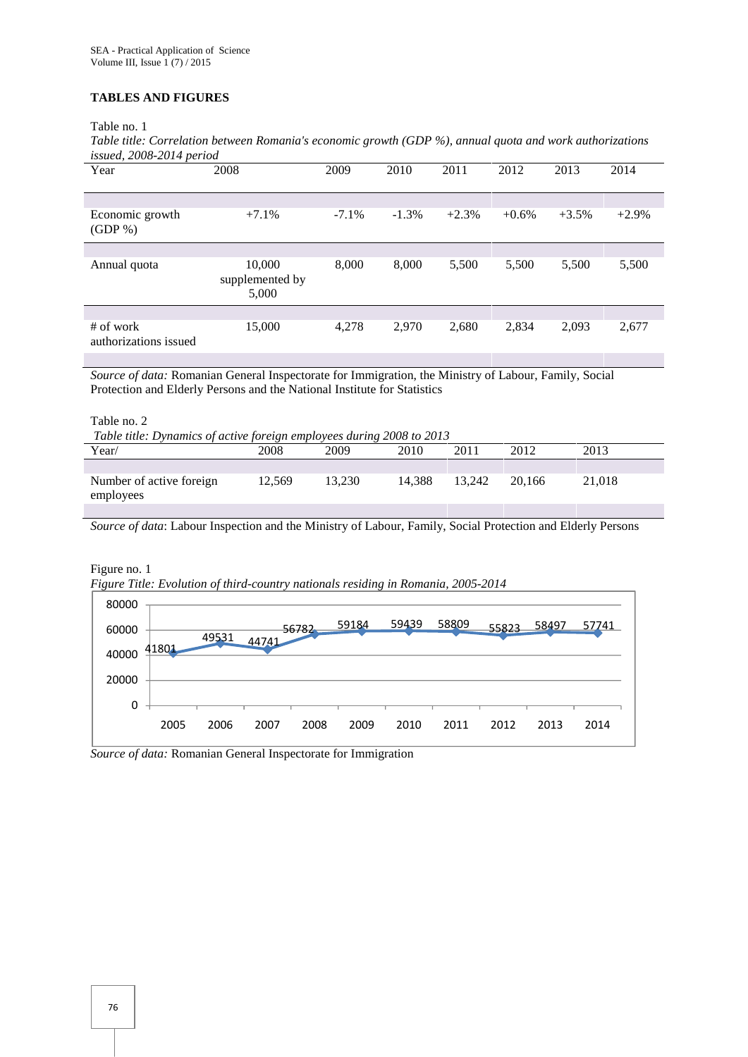## TABLES AND FIGURES

Table no. 1

*Table title: Correlation between Romania's economic growth (GDP %), annual quota and work authorizations issued, 2008-2014 period*

| Year | 2008 | 2009 | 2010 | 2011 | 2012 | 2013 | 2014 |
|---|---|---|---|---|---|---|---|
| Economic growth (GDP %) | +7.1% | -7.1% | -1.3% | +2.3% | +0.6% | +3.5% | +2.9% |
| Annual quota | 10,000 supplemented by 5,000 | 8,000 | 8,000 | 5,500 | 5,500 | 5,500 | 5,500 |
| # of work authorizations issued | 15,000 | 4,278 | 2,970 | 2,680 | 2,834 | 2,093 | 2,677 |

*Source of data:* Romanian General Inspectorate for Immigration, the Ministry of Labour, Family, Social Protection and Elderly Persons and the National Institute for Statistics

Table no. 2

*Table title: Dynamics of active foreign employees during 2008 to 2013*

| Year/ | 2008 | 2009 | 2010 | 2011 | 2012 | 2013 |
|---|---|---|---|---|---|---|
| Number of active foreign employees | 12,569 | 13,230 | 14,388 | 13,242 | 20,166 | 21,018 |

*Source of data*: Labour Inspection and the Ministry of Labour, Family, Social Protection and Elderly Persons

Figure no. 1

*Figure Title: Evolution of third-country nationals residing in Romania, 2005-2014*

80000
60000
40000
20000
0

41801 49531 44741 56782 59184 59439 58809 55823 58497 57741

2005 2006 2007 2008 2009 2010 2011 2012 2013 2014

*Source of data:* Romanian General Inspectorate for Immigration